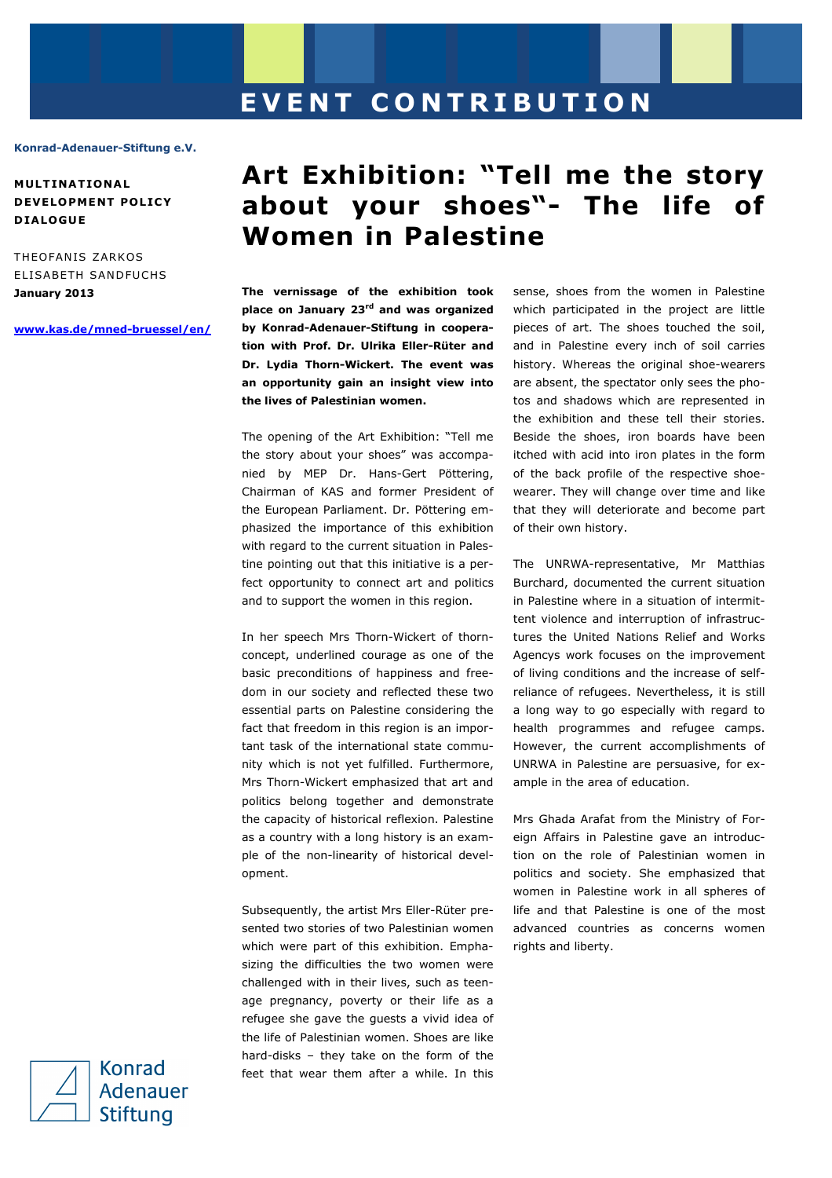# EVENT CONTRIBUTION

Konrad-Adenauer-Stiftung e.V.

**MULTINATIONAL DEVELOPMENT POLICY DIALOGUE**

THEOFANIS ZARKOS
ELISABETH SANDFUCHS
**January 2013**

www.kas.de/mned-bruessel/en/

# Art Exhibition: "Tell me the story about your shoes"- The life of Women in Palestine

**The vernissage of the exhibition took place on January 23rd and was organized by Konrad-Adenauer-Stiftung in cooperation with Prof. Dr. Ulrika Eller-Rüter and Dr. Lydia Thorn-Wickert. The event was an opportunity gain an insight view into the lives of Palestinian women.**

The opening of the Art Exhibition: "Tell me the story about your shoes" was accompanied by MEP Dr. Hans-Gert Pöttering, Chairman of KAS and former President of the European Parliament. Dr. Pöttering emphasized the importance of this exhibition with regard to the current situation in Palestine pointing out that this initiative is a perfect opportunity to connect art and politics and to support the women in this region.

In her speech Mrs Thorn-Wickert of thorn-concept, underlined courage as one of the basic preconditions of happiness and freedom in our society and reflected these two essential parts on Palestine considering the fact that freedom in this region is an important task of the international state community which is not yet fulfilled. Furthermore, Mrs Thorn-Wickert emphasized that art and politics belong together and demonstrate the capacity of historical reflexion. Palestine as a country with a long history is an example of the non-linearity of historical development.

Subsequently, the artist Mrs Eller-Rüter presented two stories of two Palestinian women which were part of this exhibition. Emphasizing the difficulties the two women were challenged with in their lives, such as teenage pregnancy, poverty or their life as a refugee she gave the guests a vivid idea of the life of Palestinian women. Shoes are like hard-disks – they take on the form of the feet that wear them after a while. In this sense, shoes from the women in Palestine which participated in the project are little pieces of art. The shoes touched the soil, and in Palestine every inch of soil carries history. Whereas the original shoe-wearers are absent, the spectator only sees the photos and shadows which are represented in the exhibition and these tell their stories. Beside the shoes, iron boards have been itched with acid into iron plates in the form of the back profile of the respective shoe-wearer. They will change over time and like that they will deteriorate and become part of their own history.

The UNRWA-representative, Mr Matthias Burchard, documented the current situation in Palestine where in a situation of intermittent violence and interruption of infrastructures the United Nations Relief and Works Agencys work focuses on the improvement of living conditions and the increase of self-reliance of refugees. Nevertheless, it is still a long way to go especially with regard to health programmes and refugee camps. However, the current accomplishments of UNRWA in Palestine are persuasive, for example in the area of education.

Mrs Ghada Arafat from the Ministry of Foreign Affairs in Palestine gave an introduction on the role of Palestinian women in politics and society. She emphasized that women in Palestine work in all spheres of life and that Palestine is one of the most advanced countries as concerns women rights and liberty.

Konrad Adenauer Stiftung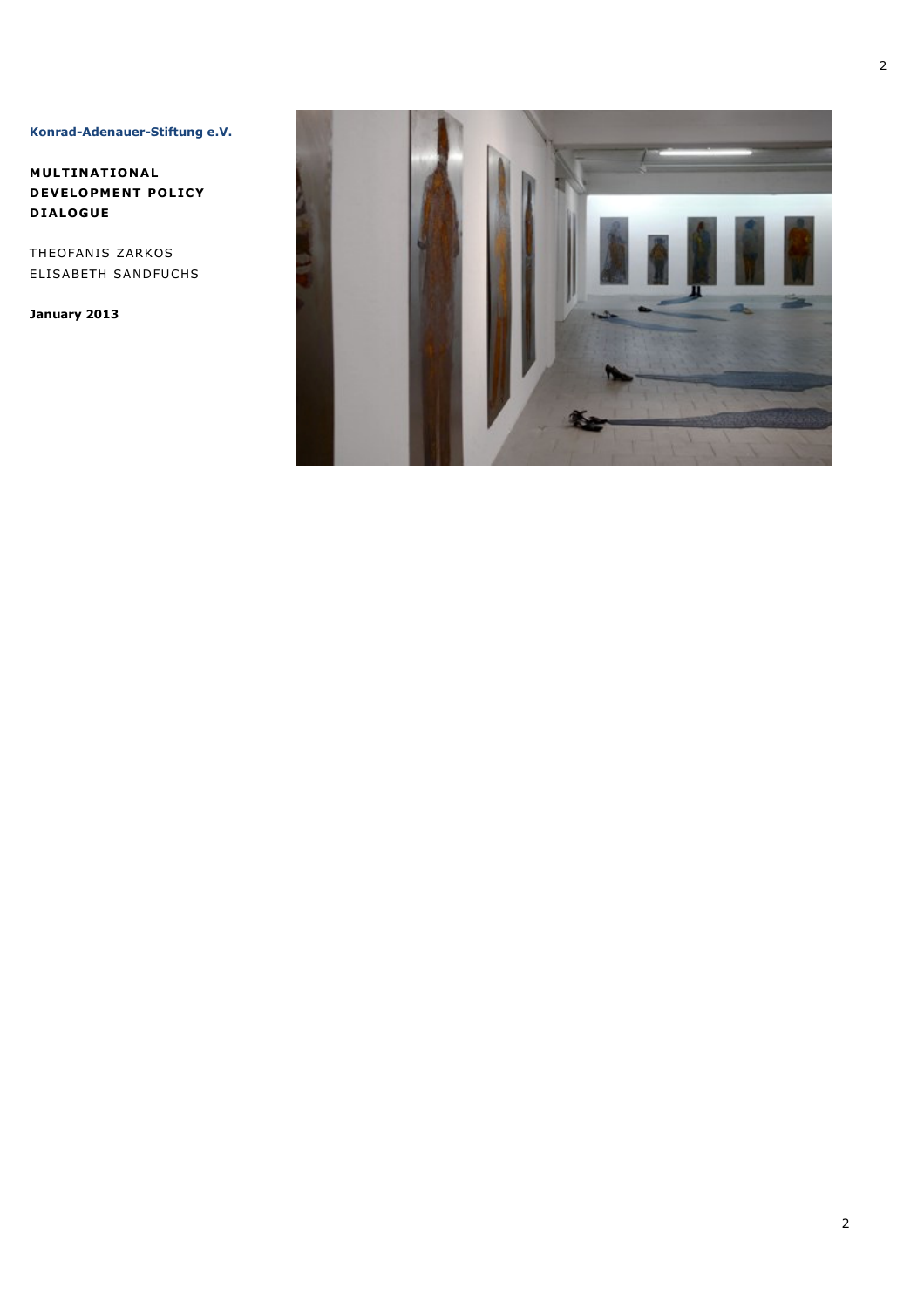**Konrad-Adenauer-Stiftung e.V.**

**MULTINATIONAL DEVELOPMENT POLICY DIALOGUE**

THEOFANIS ZARKOS

ELISABETH SANDFUCHS

**January 2013**